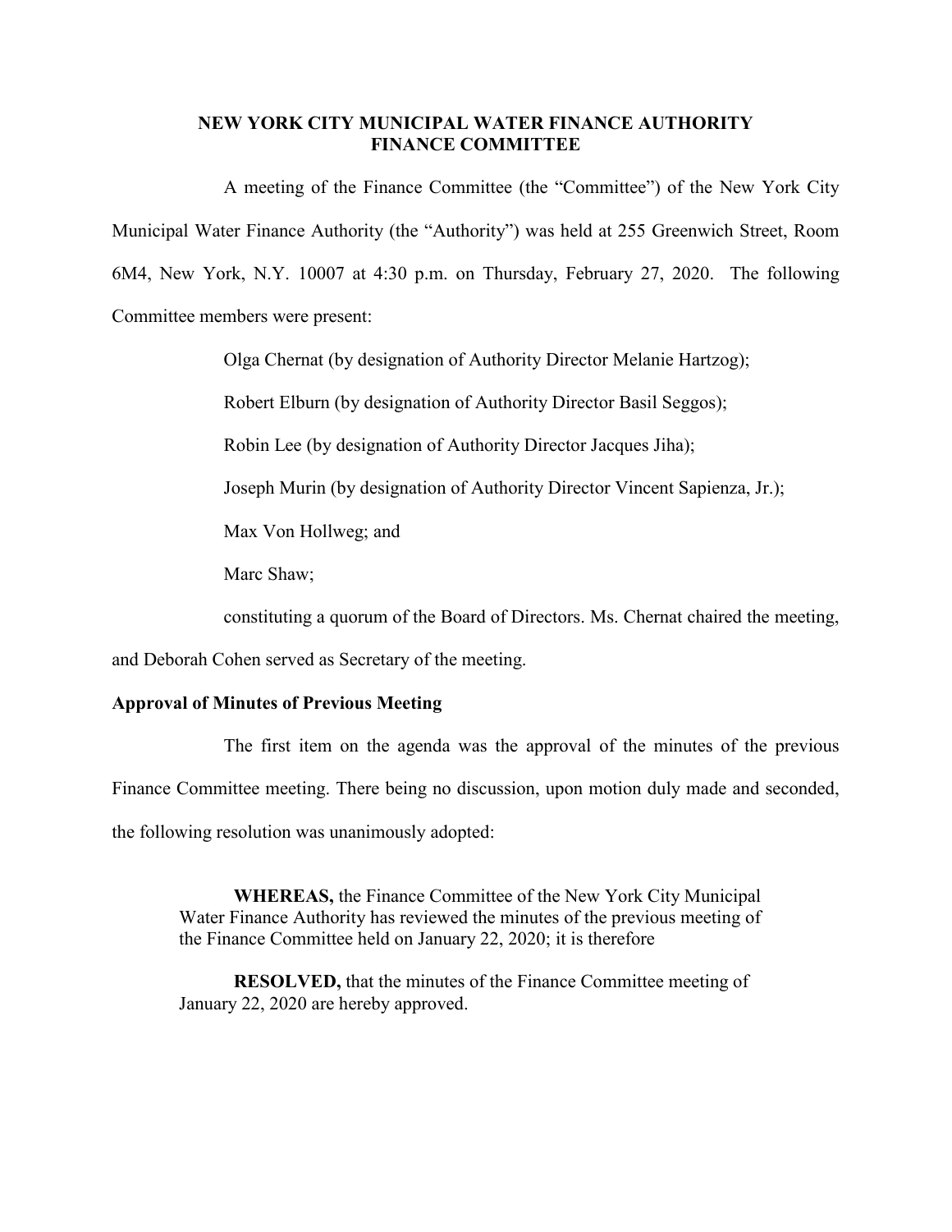# NEW YORK CITY MUNICIPAL WATER FINANCE AUTHORITY
## FINANCE COMMITTEE

A meeting of the Finance Committee (the "Committee") of the New York City Municipal Water Finance Authority (the "Authority") was held at 255 Greenwich Street, Room 6M4, New York, N.Y. 10007 at 4:30 p.m. on Thursday, February 27, 2020. The following Committee members were present:

Olga Chernat (by designation of Authority Director Melanie Hartzog);

Robert Elburn (by designation of Authority Director Basil Seggos);

Robin Lee (by designation of Authority Director Jacques Jiha);

Joseph Murin (by designation of Authority Director Vincent Sapienza, Jr.);

Max Von Hollweg; and

Marc Shaw;

constituting a quorum of the Board of Directors. Ms. Chernat chaired the meeting, and Deborah Cohen served as Secretary of the meeting.

**Approval of Minutes of Previous Meeting**

The first item on the agenda was the approval of the minutes of the previous Finance Committee meeting. There being no discussion, upon motion duly made and seconded, the following resolution was unanimously adopted:

> **WHEREAS,** the Finance Committee of the New York City Municipal Water Finance Authority has reviewed the minutes of the previous meeting of the Finance Committee held on January 22, 2020; it is therefore
>
> **RESOLVED,** that the minutes of the Finance Committee meeting of January 22, 2020 are hereby approved.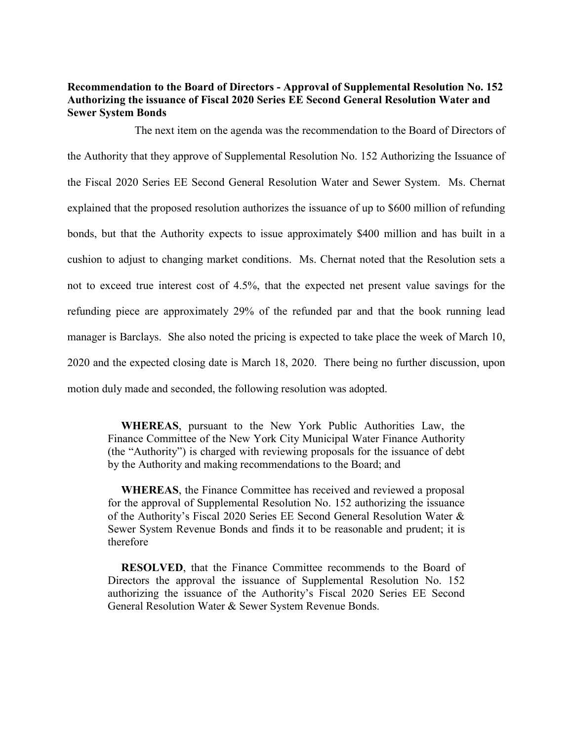**Recommendation to the Board of Directors - Approval of Supplemental Resolution No. 152 Authorizing the issuance of Fiscal 2020 Series EE Second General Resolution Water and Sewer System Bonds**

The next item on the agenda was the recommendation to the Board of Directors of the Authority that they approve of Supplemental Resolution No. 152 Authorizing the Issuance of the Fiscal 2020 Series EE Second General Resolution Water and Sewer System. Ms. Chernat explained that the proposed resolution authorizes the issuance of up to $600 million of refunding bonds, but that the Authority expects to issue approximately $400 million and has built in a cushion to adjust to changing market conditions. Ms. Chernat noted that the Resolution sets a not to exceed true interest cost of 4.5%, that the expected net present value savings for the refunding piece are approximately 29% of the refunded par and that the book running lead manager is Barclays. She also noted the pricing is expected to take place the week of March 10, 2020 and the expected closing date is March 18, 2020. There being no further discussion, upon motion duly made and seconded, the following resolution was adopted.

> **WHEREAS**, pursuant to the New York Public Authorities Law, the Finance Committee of the New York City Municipal Water Finance Authority (the "Authority") is charged with reviewing proposals for the issuance of debt by the Authority and making recommendations to the Board; and
>
> **WHEREAS**, the Finance Committee has received and reviewed a proposal for the approval of Supplemental Resolution No. 152 authorizing the issuance of the Authority's Fiscal 2020 Series EE Second General Resolution Water & Sewer System Revenue Bonds and finds it to be reasonable and prudent; it is therefore
>
> **RESOLVED**, that the Finance Committee recommends to the Board of Directors the approval the issuance of Supplemental Resolution No. 152 authorizing the issuance of the Authority's Fiscal 2020 Series EE Second General Resolution Water & Sewer System Revenue Bonds.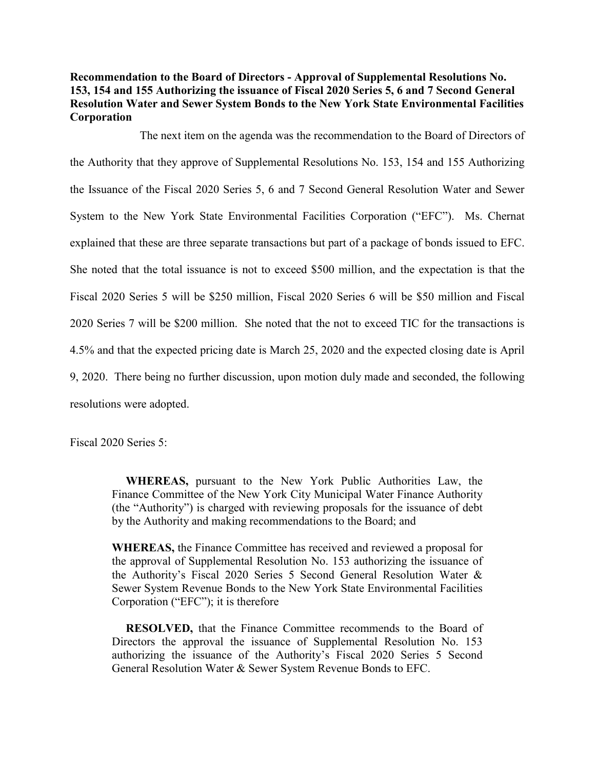**Recommendation to the Board of Directors - Approval of Supplemental Resolutions No. 153, 154 and 155 Authorizing the issuance of Fiscal 2020 Series 5, 6 and 7 Second General Resolution Water and Sewer System Bonds to the New York State Environmental Facilities Corporation**

The next item on the agenda was the recommendation to the Board of Directors of the Authority that they approve of Supplemental Resolutions No. 153, 154 and 155 Authorizing the Issuance of the Fiscal 2020 Series 5, 6 and 7 Second General Resolution Water and Sewer System to the New York State Environmental Facilities Corporation ("EFC"). Ms. Chernat explained that these are three separate transactions but part of a package of bonds issued to EFC. She noted that the total issuance is not to exceed $500 million, and the expectation is that the Fiscal 2020 Series 5 will be $250 million, Fiscal 2020 Series 6 will be $50 million and Fiscal 2020 Series 7 will be $200 million. She noted that the not to exceed TIC for the transactions is 4.5% and that the expected pricing date is March 25, 2020 and the expected closing date is April 9, 2020. There being no further discussion, upon motion duly made and seconded, the following resolutions were adopted.

Fiscal 2020 Series 5:

> **WHEREAS,** pursuant to the New York Public Authorities Law, the Finance Committee of the New York City Municipal Water Finance Authority (the "Authority") is charged with reviewing proposals for the issuance of debt by the Authority and making recommendations to the Board; and
>
> **WHEREAS,** the Finance Committee has received and reviewed a proposal for the approval of Supplemental Resolution No. 153 authorizing the issuance of the Authority's Fiscal 2020 Series 5 Second General Resolution Water & Sewer System Revenue Bonds to the New York State Environmental Facilities Corporation ("EFC"); it is therefore
>
> **RESOLVED,** that the Finance Committee recommends to the Board of Directors the approval the issuance of Supplemental Resolution No. 153 authorizing the issuance of the Authority's Fiscal 2020 Series 5 Second General Resolution Water & Sewer System Revenue Bonds to EFC.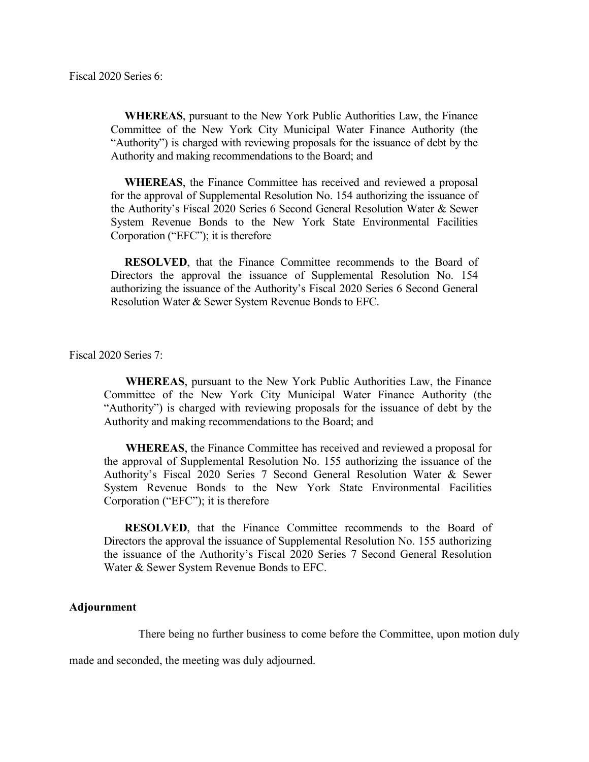Fiscal 2020 Series 6:

> **WHEREAS**, pursuant to the New York Public Authorities Law, the Finance Committee of the New York City Municipal Water Finance Authority (the "Authority") is charged with reviewing proposals for the issuance of debt by the Authority and making recommendations to the Board; and
>
> **WHEREAS**, the Finance Committee has received and reviewed a proposal for the approval of Supplemental Resolution No. 154 authorizing the issuance of the Authority's Fiscal 2020 Series 6 Second General Resolution Water & Sewer System Revenue Bonds to the New York State Environmental Facilities Corporation ("EFC"); it is therefore
>
> **RESOLVED**, that the Finance Committee recommends to the Board of Directors the approval the issuance of Supplemental Resolution No. 154 authorizing the issuance of the Authority's Fiscal 2020 Series 6 Second General Resolution Water & Sewer System Revenue Bonds to EFC.

Fiscal 2020 Series 7:

> **WHEREAS**, pursuant to the New York Public Authorities Law, the Finance Committee of the New York City Municipal Water Finance Authority (the "Authority") is charged with reviewing proposals for the issuance of debt by the Authority and making recommendations to the Board; and
>
> **WHEREAS**, the Finance Committee has received and reviewed a proposal for the approval of Supplemental Resolution No. 155 authorizing the issuance of the Authority's Fiscal 2020 Series 7 Second General Resolution Water & Sewer System Revenue Bonds to the New York State Environmental Facilities Corporation ("EFC"); it is therefore
>
> **RESOLVED**, that the Finance Committee recommends to the Board of Directors the approval the issuance of Supplemental Resolution No. 155 authorizing the issuance of the Authority's Fiscal 2020 Series 7 Second General Resolution Water & Sewer System Revenue Bonds to EFC.

**Adjournment**

There being no further business to come before the Committee, upon motion duly made and seconded, the meeting was duly adjourned.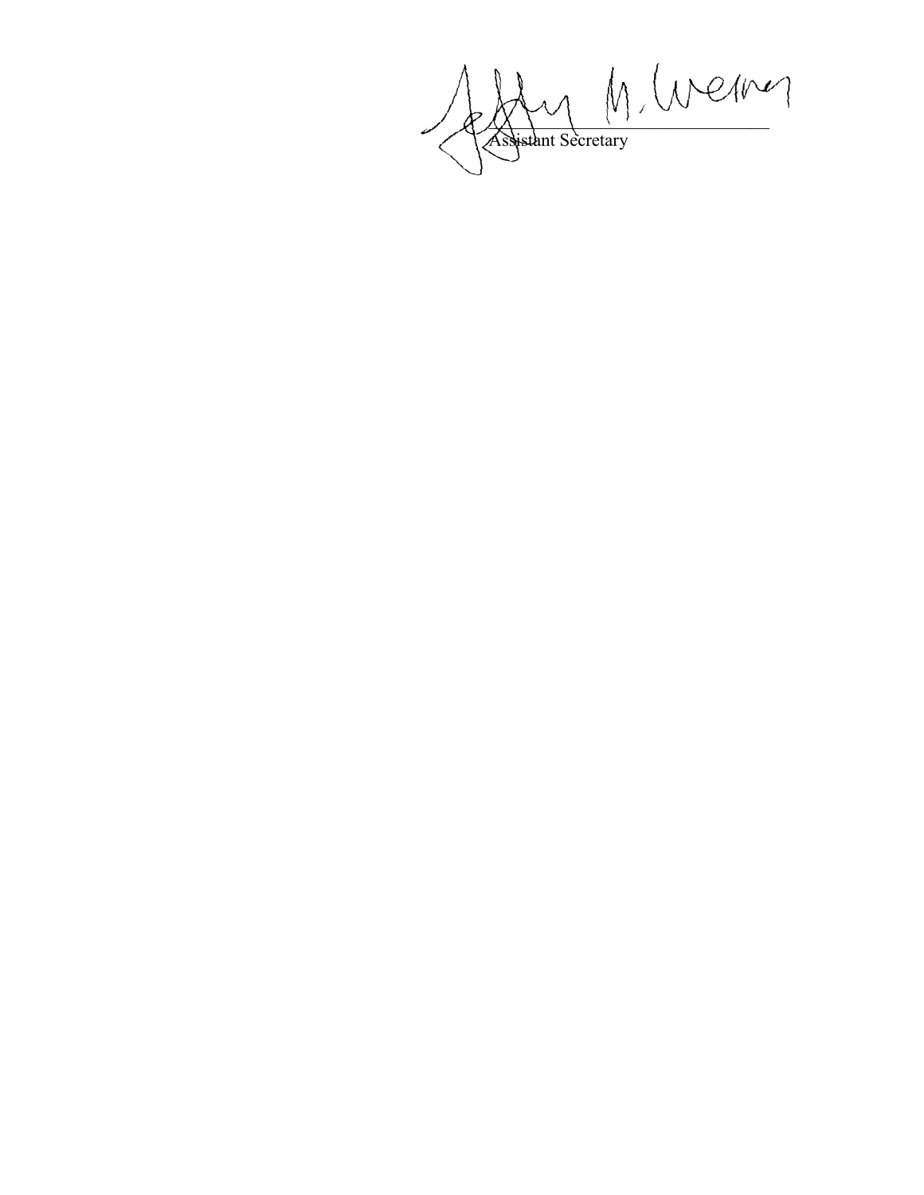Assistant Secretary